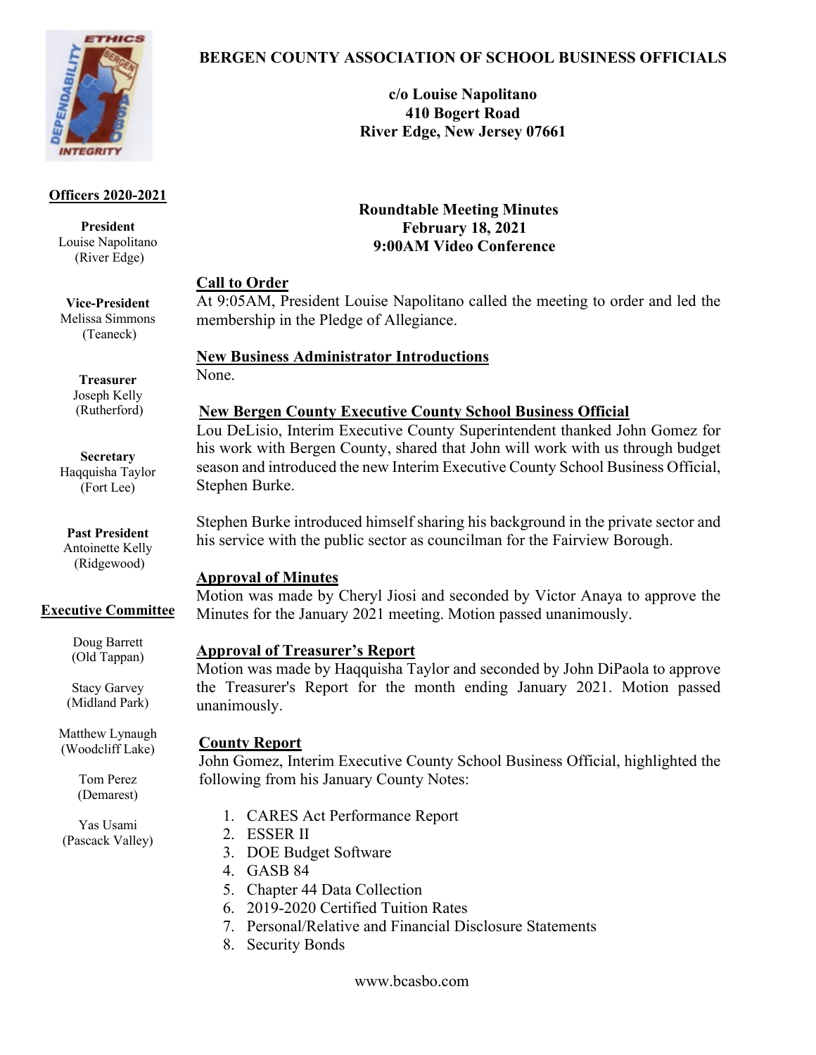# BERGEN COUNTY ASSOCIATION OF SCHOOL BUSINESS OFFICIALS

**c/o Louise Napolitano**
**410 Bogert Road**
**River Edge, New Jersey 07661**

**Officers 2020-2021**

**President**
Louise Napolitano
(River Edge)

**Vice-President**
Melissa Simmons
(Teaneck)

**Treasurer**
Joseph Kelly
(Rutherford)

**Secretary**
Haqquisha Taylor
(Fort Lee)

**Past President**
Antoinette Kelly
(Ridgewood)

**Executive Committee**

Doug Barrett
(Old Tappan)

Stacy Garvey
(Midland Park)

Matthew Lynaugh
(Woodcliff Lake)

Tom Perez
(Demarest)

Yas Usami
(Pascack Valley)

## Roundtable Meeting Minutes
## February 18, 2021
## 9:00AM Video Conference

**Call to Order**

At 9:05AM, President Louise Napolitano called the meeting to order and led the membership in the Pledge of Allegiance.

**New Business Administrator Introductions**

None.

**New Bergen County Executive County School Business Official**

Lou DeLisio, Interim Executive County Superintendent thanked John Gomez for his work with Bergen County, shared that John will work with us through budget season and introduced the new Interim Executive County School Business Official, Stephen Burke.

Stephen Burke introduced himself sharing his background in the private sector and his service with the public sector as councilman for the Fairview Borough.

**Approval of Minutes**

Motion was made by Cheryl Jiosi and seconded by Victor Anaya to approve the Minutes for the January 2021 meeting. Motion passed unanimously.

**Approval of Treasurer's Report**

Motion was made by Haqquisha Taylor and seconded by John DiPaola to approve the Treasurer's Report for the month ending January 2021. Motion passed unanimously.

**County Report**

John Gomez, Interim Executive County School Business Official, highlighted the following from his January County Notes:

1. CARES Act Performance Report
2. ESSER II
3. DOE Budget Software
4. GASB 84
5. Chapter 44 Data Collection
6. 2019-2020 Certified Tuition Rates
7. Personal/Relative and Financial Disclosure Statements
8. Security Bonds

www.bcasbo.com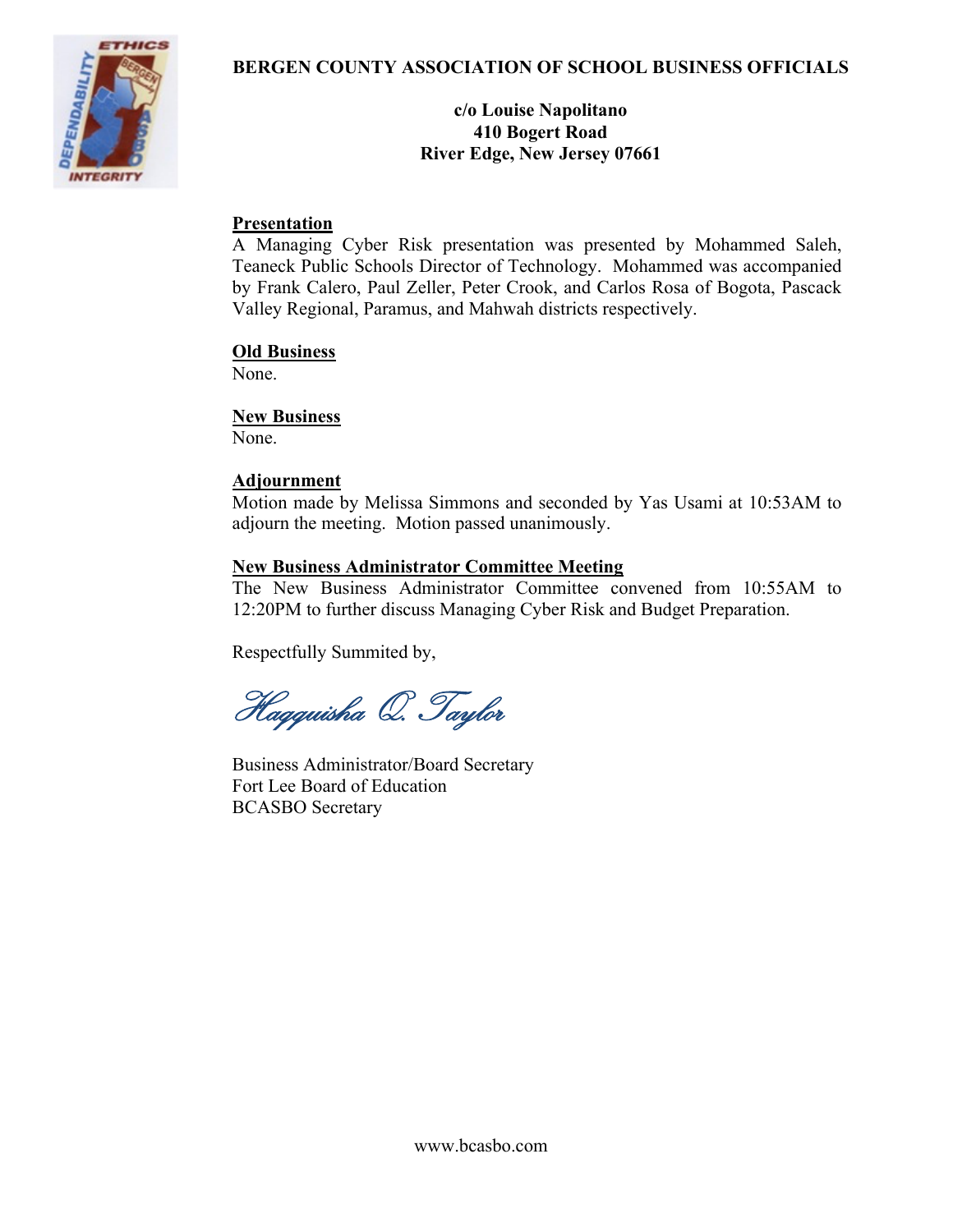**BERGEN COUNTY ASSOCIATION OF SCHOOL BUSINESS OFFICIALS**

**c/o Louise Napolitano**
**410 Bogert Road**
**River Edge, New Jersey 07661**

## Presentation

A Managing Cyber Risk presentation was presented by Mohammed Saleh, Teaneck Public Schools Director of Technology. Mohammed was accompanied by Frank Calero, Paul Zeller, Peter Crook, and Carlos Rosa of Bogota, Pascack Valley Regional, Paramus, and Mahwah districts respectively.

## Old Business

None.

## New Business

None.

## Adjournment

Motion made by Melissa Simmons and seconded by Yas Usami at 10:53AM to adjourn the meeting. Motion passed unanimously.

## New Business Administrator Committee Meeting

The New Business Administrator Committee convened from 10:55AM to 12:20PM to further discuss Managing Cyber Risk and Budget Preparation.

Respectfully Summited by,

*Hagquisha Q. Taylor*

Business Administrator/Board Secretary
Fort Lee Board of Education
BCASBO Secretary

www.bcasbo.com